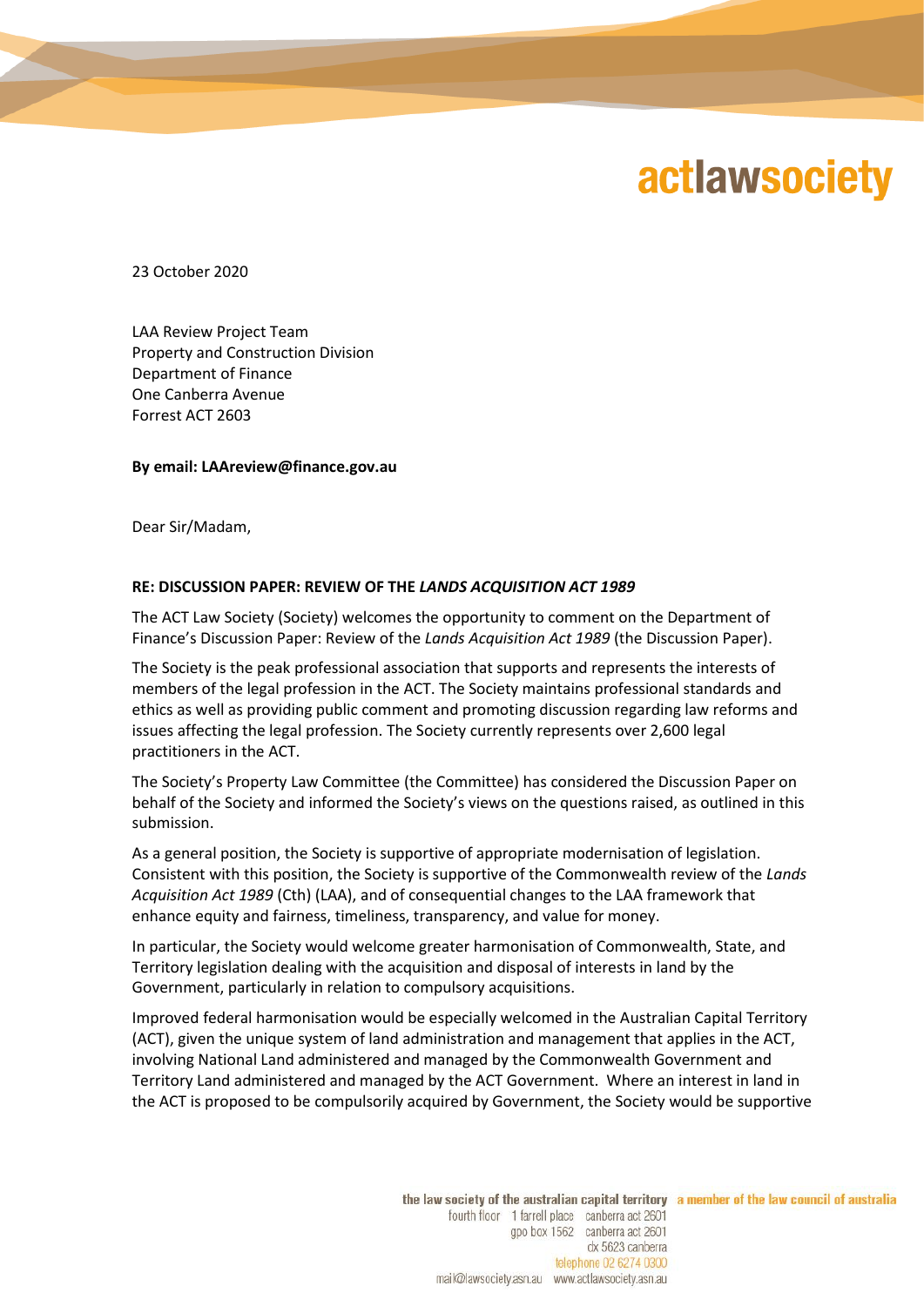actlawsociety

23 October 2020

LAA Review Project Team
Property and Construction Division
Department of Finance
One Canberra Avenue
Forrest ACT 2603

**By email: LAAreview@finance.gov.au**

Dear Sir/Madam,

**RE: DISCUSSION PAPER: REVIEW OF THE *LANDS ACQUISITION ACT 1989***

The ACT Law Society (Society) welcomes the opportunity to comment on the Department of Finance's Discussion Paper: Review of the *Lands Acquisition Act 1989* (the Discussion Paper).

The Society is the peak professional association that supports and represents the interests of members of the legal profession in the ACT. The Society maintains professional standards and ethics as well as providing public comment and promoting discussion regarding law reforms and issues affecting the legal profession. The Society currently represents over 2,600 legal practitioners in the ACT.

The Society's Property Law Committee (the Committee) has considered the Discussion Paper on behalf of the Society and informed the Society's views on the questions raised, as outlined in this submission.

As a general position, the Society is supportive of appropriate modernisation of legislation. Consistent with this position, the Society is supportive of the Commonwealth review of the *Lands Acquisition Act 1989* (Cth) (LAA), and of consequential changes to the LAA framework that enhance equity and fairness, timeliness, transparency, and value for money.

In particular, the Society would welcome greater harmonisation of Commonwealth, State, and Territory legislation dealing with the acquisition and disposal of interests in land by the Government, particularly in relation to compulsory acquisitions.

Improved federal harmonisation would be especially welcomed in the Australian Capital Territory (ACT), given the unique system of land administration and management that applies in the ACT, involving National Land administered and managed by the Commonwealth Government and Territory Land administered and managed by the ACT Government. Where an interest in land in the ACT is proposed to be compulsorily acquired by Government, the Society would be supportive

the law society of the australian capital territory a member of the law council of australia
fourth floor 1 farrell place canberra act 2601
gpo box 1562 canberra act 2601
dx 5623 canberra
telephone 02 6274 0300
mail@lawsociety.asn.au www.actlawsociety.asn.au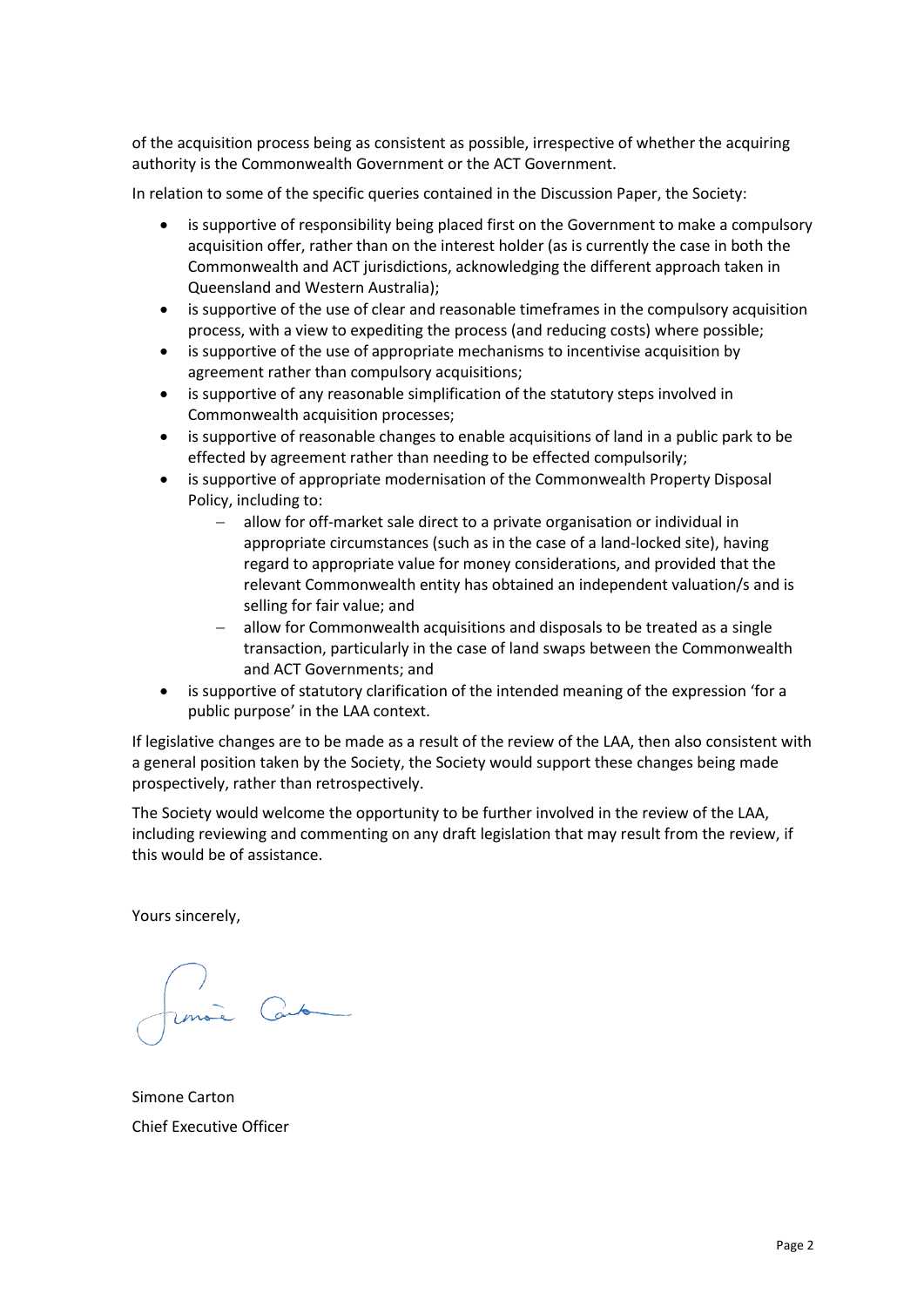of the acquisition process being as consistent as possible, irrespective of whether the acquiring authority is the Commonwealth Government or the ACT Government.

In relation to some of the specific queries contained in the Discussion Paper, the Society:

- is supportive of responsibility being placed first on the Government to make a compulsory acquisition offer, rather than on the interest holder (as is currently the case in both the Commonwealth and ACT jurisdictions, acknowledging the different approach taken in Queensland and Western Australia);
- is supportive of the use of clear and reasonable timeframes in the compulsory acquisition process, with a view to expediting the process (and reducing costs) where possible;
- is supportive of the use of appropriate mechanisms to incentivise acquisition by agreement rather than compulsory acquisitions;
- is supportive of any reasonable simplification of the statutory steps involved in Commonwealth acquisition processes;
- is supportive of reasonable changes to enable acquisitions of land in a public park to be effected by agreement rather than needing to be effected compulsorily;
- is supportive of appropriate modernisation of the Commonwealth Property Disposal Policy, including to:
  - allow for off-market sale direct to a private organisation or individual in appropriate circumstances (such as in the case of a land-locked site), having regard to appropriate value for money considerations, and provided that the relevant Commonwealth entity has obtained an independent valuation/s and is selling for fair value; and
  - allow for Commonwealth acquisitions and disposals to be treated as a single transaction, particularly in the case of land swaps between the Commonwealth and ACT Governments; and
- is supportive of statutory clarification of the intended meaning of the expression 'for a public purpose' in the LAA context.

If legislative changes are to be made as a result of the review of the LAA, then also consistent with a general position taken by the Society, the Society would support these changes being made prospectively, rather than retrospectively.

The Society would welcome the opportunity to be further involved in the review of the LAA, including reviewing and commenting on any draft legislation that may result from the review, if this would be of assistance.

Yours sincerely,

Simone Carton
Chief Executive Officer